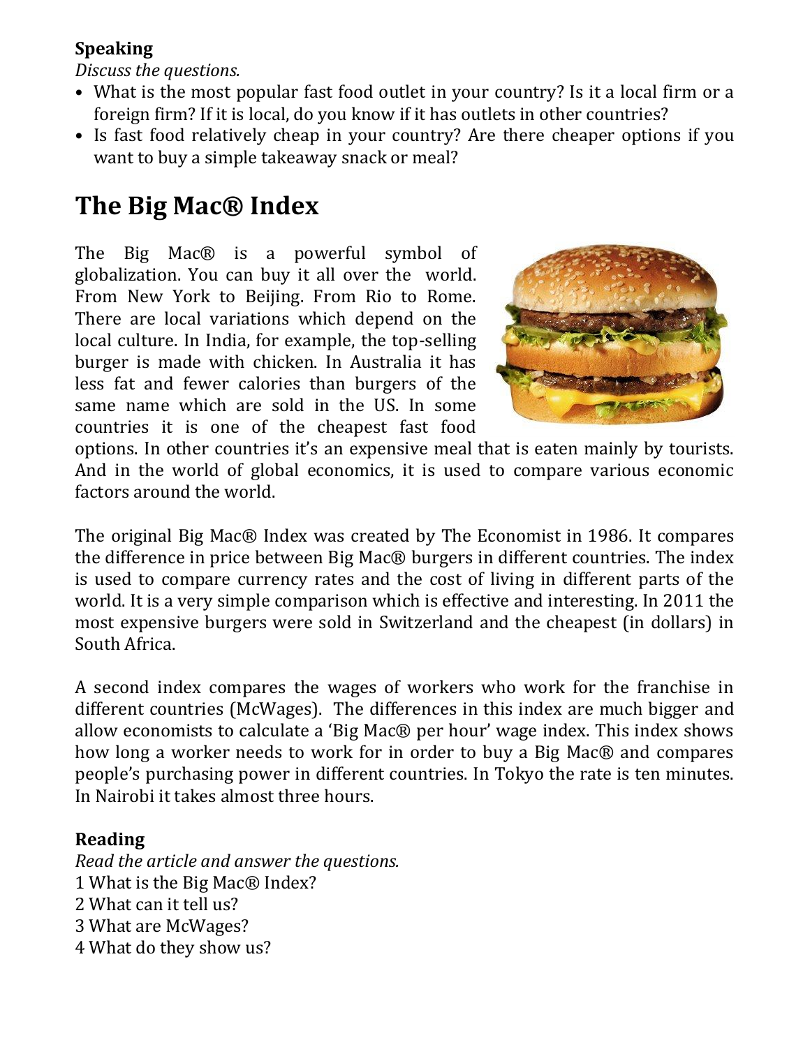**Speaking**

*Discuss the questions.*

- What is the most popular fast food outlet in your country? Is it a local firm or a foreign firm? If it is local, do you know if it has outlets in other countries?
- Is fast food relatively cheap in your country? Are there cheaper options if you want to buy a simple takeaway snack or meal?

# The Big Mac® Index

The Big Mac® is a powerful symbol of globalization. You can buy it all over the world. From New York to Beijing. From Rio to Rome. There are local variations which depend on the local culture. In India, for example, the top-selling burger is made with chicken. In Australia it has less fat and fewer calories than burgers of the same name which are sold in the US. In some countries it is one of the cheapest fast food options. In other countries it's an expensive meal that is eaten mainly by tourists. And in the world of global economics, it is used to compare various economic factors around the world.

The original Big Mac® Index was created by The Economist in 1986. It compares the difference in price between Big Mac® burgers in different countries. The index is used to compare currency rates and the cost of living in different parts of the world. It is a very simple comparison which is effective and interesting. In 2011 the most expensive burgers were sold in Switzerland and the cheapest (in dollars) in South Africa.

A second index compares the wages of workers who work for the franchise in different countries (McWages). The differences in this index are much bigger and allow economists to calculate a 'Big Mac® per hour' wage index. This index shows how long a worker needs to work for in order to buy a Big Mac® and compares people's purchasing power in different countries. In Tokyo the rate is ten minutes. In Nairobi it takes almost three hours.

**Reading**

*Read the article and answer the questions.*

1 What is the Big Mac® Index?
2 What can it tell us?
3 What are McWages?
4 What do they show us?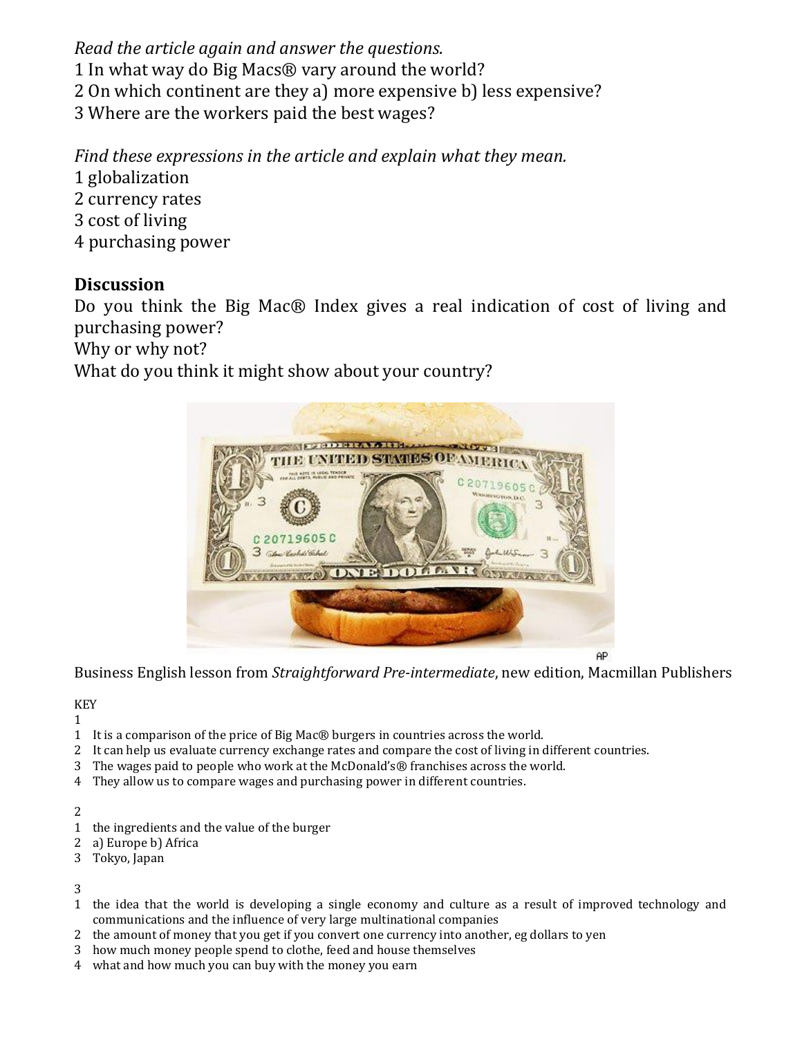*Read the article again and answer the questions.*

1 In what way do Big Macs® vary around the world?

2 On which continent are they a) more expensive b) less expensive?

3 Where are the workers paid the best wages?

*Find these expressions in the article and explain what they mean.*

1 globalization

2 currency rates

3 cost of living

4 purchasing power

## Discussion

Do you think the Big Mac® Index gives a real indication of cost of living and purchasing power?

Why or why not?

What do you think it might show about your country?

AP

Business English lesson from *Straightforward Pre-intermediate*, new edition, Macmillan Publishers

KEY

1

1 It is a comparison of the price of Big Mac® burgers in countries across the world.

2 It can help us evaluate currency exchange rates and compare the cost of living in different countries.

3 The wages paid to people who work at the McDonald's® franchises across the world.

4 They allow us to compare wages and purchasing power in different countries.

2

1 the ingredients and the value of the burger

2 a) Europe b) Africa

3 Tokyo, Japan

3

1 the idea that the world is developing a single economy and culture as a result of improved technology and communications and the influence of very large multinational companies

2 the amount of money that you get if you convert one currency into another, eg dollars to yen

3 how much money people spend to clothe, feed and house themselves

4 what and how much you can buy with the money you earn